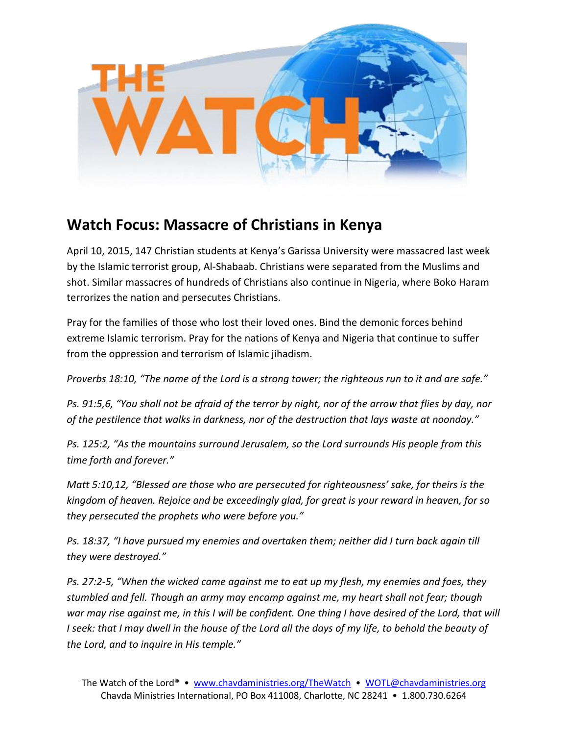# THE WATCH

## Watch Focus: Massacre of Christians in Kenya

April 10, 2015, 147 Christian students at Kenya's Garissa University were massacred last week by the Islamic terrorist group, Al-Shabaab. Christians were separated from the Muslims and shot. Similar massacres of hundreds of Christians also continue in Nigeria, where Boko Haram terrorizes the nation and persecutes Christians.

Pray for the families of those who lost their loved ones. Bind the demonic forces behind extreme Islamic terrorism. Pray for the nations of Kenya and Nigeria that continue to suffer from the oppression and terrorism of Islamic jihadism.

*Proverbs 18:10, "The name of the Lord is a strong tower; the righteous run to it and are safe."*

*Ps. 91:5,6, "You shall not be afraid of the terror by night, nor of the arrow that flies by day, nor of the pestilence that walks in darkness, nor of the destruction that lays waste at noonday."*

*Ps. 125:2, "As the mountains surround Jerusalem, so the Lord surrounds His people from this time forth and forever."*

*Matt 5:10,12, "Blessed are those who are persecuted for righteousness' sake, for theirs is the kingdom of heaven. Rejoice and be exceedingly glad, for great is your reward in heaven, for so they persecuted the prophets who were before you."*

*Ps. 18:37, "I have pursued my enemies and overtaken them; neither did I turn back again till they were destroyed."*

*Ps. 27:2-5, "When the wicked came against me to eat up my flesh, my enemies and foes, they stumbled and fell. Though an army may encamp against me, my heart shall not fear; though war may rise against me, in this I will be confident. One thing I have desired of the Lord, that will I seek: that I may dwell in the house of the Lord all the days of my life, to behold the beauty of the Lord, and to inquire in His temple."*

The Watch of the Lord® • www.chavdaministries.org/TheWatch • WOTL@chavdaministries.org
Chavda Ministries International, PO Box 411008, Charlotte, NC 28241 • 1.800.730.6264